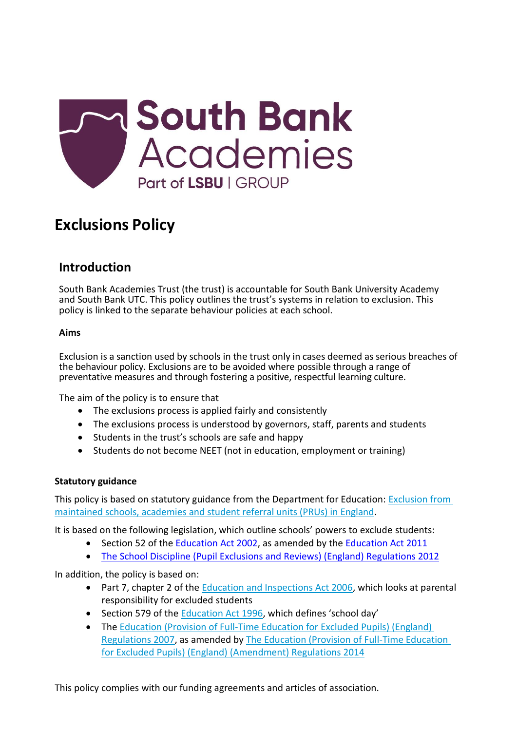# Exclusions Policy

## Introduction

South Bank Academies Trust (the trust) is accountable for South Bank University Academy and South Bank UTC. This policy outlines the trust's systems in relation to exclusion. This policy is linked to the separate behaviour policies at each school.

**Aims**

Exclusion is a sanction used by schools in the trust only in cases deemed as serious breaches of the behaviour policy. Exclusions are to be avoided where possible through a range of preventative measures and through fostering a positive, respectful learning culture.

The aim of the policy is to ensure that

- The exclusions process is applied fairly and consistently
- The exclusions process is understood by governors, staff, parents and students
- Students in the trust's schools are safe and happy
- Students do not become NEET (not in education, employment or training)

**Statutory guidance**

This policy is based on statutory guidance from the Department for Education: Exclusion from maintained schools, academies and student referral units (PRUs) in England.

It is based on the following legislation, which outline schools' powers to exclude students:

- Section 52 of the Education Act 2002, as amended by the Education Act 2011
- The School Discipline (Pupil Exclusions and Reviews) (England) Regulations 2012

In addition, the policy is based on:

- Part 7, chapter 2 of the Education and Inspections Act 2006, which looks at parental responsibility for excluded students
- Section 579 of the Education Act 1996, which defines 'school day'
- The Education (Provision of Full-Time Education for Excluded Pupils) (England) Regulations 2007, as amended by The Education (Provision of Full-Time Education for Excluded Pupils) (England) (Amendment) Regulations 2014

This policy complies with our funding agreements and articles of association.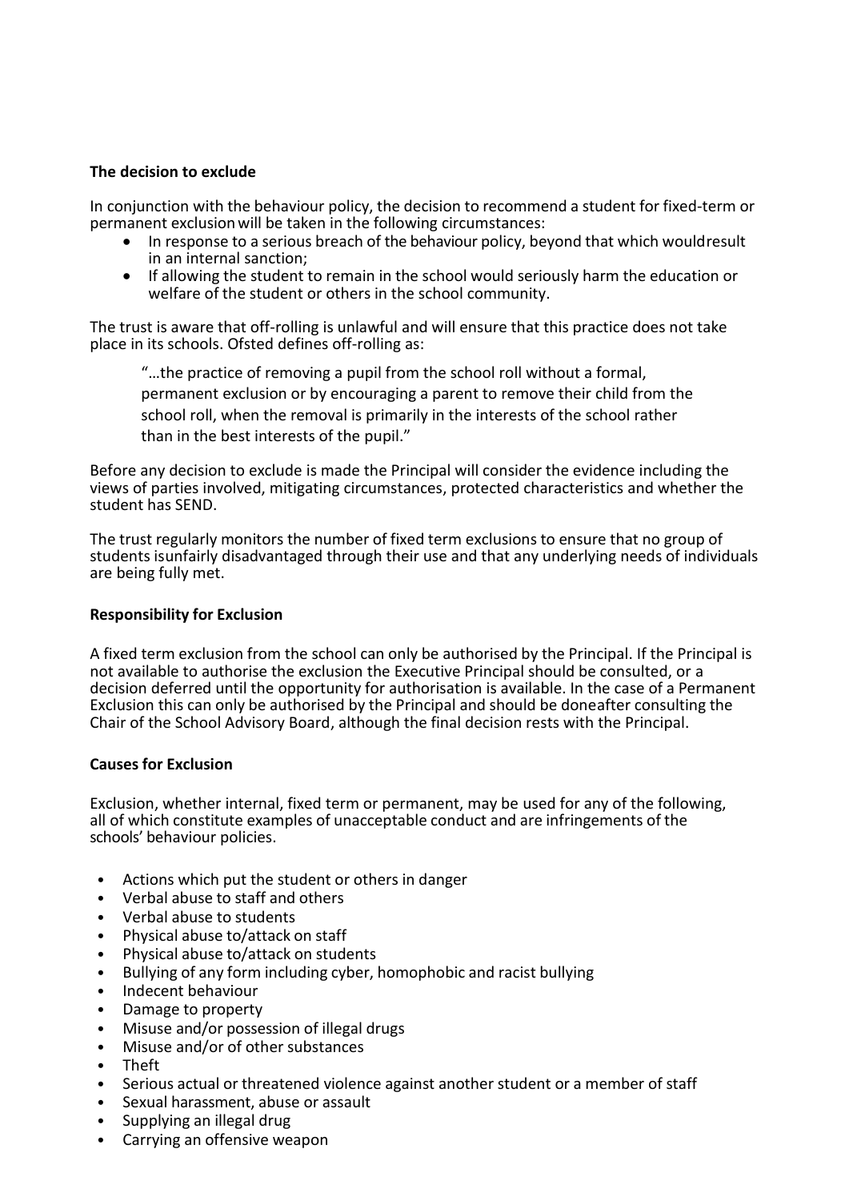**The decision to exclude**

In conjunction with the behaviour policy, the decision to recommend a student for fixed-term or permanent exclusion will be taken in the following circumstances:

- In response to a serious breach of the behaviour policy, beyond that which would result in an internal sanction;
- If allowing the student to remain in the school would seriously harm the education or welfare of the student or others in the school community.

The trust is aware that off-rolling is unlawful and will ensure that this practice does not take place in its schools. Ofsted defines off-rolling as:

> "…the practice of removing a pupil from the school roll without a formal, permanent exclusion or by encouraging a parent to remove their child from the school roll, when the removal is primarily in the interests of the school rather than in the best interests of the pupil."

Before any decision to exclude is made the Principal will consider the evidence including the views of parties involved, mitigating circumstances, protected characteristics and whether the student has SEND.

The trust regularly monitors the number of fixed term exclusions to ensure that no group of students is unfairly disadvantaged through their use and that any underlying needs of individuals are being fully met.

**Responsibility for Exclusion**

A fixed term exclusion from the school can only be authorised by the Principal. If the Principal is not available to authorise the exclusion the Executive Principal should be consulted, or a decision deferred until the opportunity for authorisation is available. In the case of a Permanent Exclusion this can only be authorised by the Principal and should be done after consulting the Chair of the School Advisory Board, although the final decision rests with the Principal.

**Causes for Exclusion**

Exclusion, whether internal, fixed term or permanent, may be used for any of the following, all of which constitute examples of unacceptable conduct and are infringements of the schools' behaviour policies.

- Actions which put the student or others in danger
- Verbal abuse to staff and others
- Verbal abuse to students
- Physical abuse to/attack on staff
- Physical abuse to/attack on students
- Bullying of any form including cyber, homophobic and racist bullying
- Indecent behaviour
- Damage to property
- Misuse and/or possession of illegal drugs
- Misuse and/or of other substances
- Theft
- Serious actual or threatened violence against another student or a member of staff
- Sexual harassment, abuse or assault
- Supplying an illegal drug
- Carrying an offensive weapon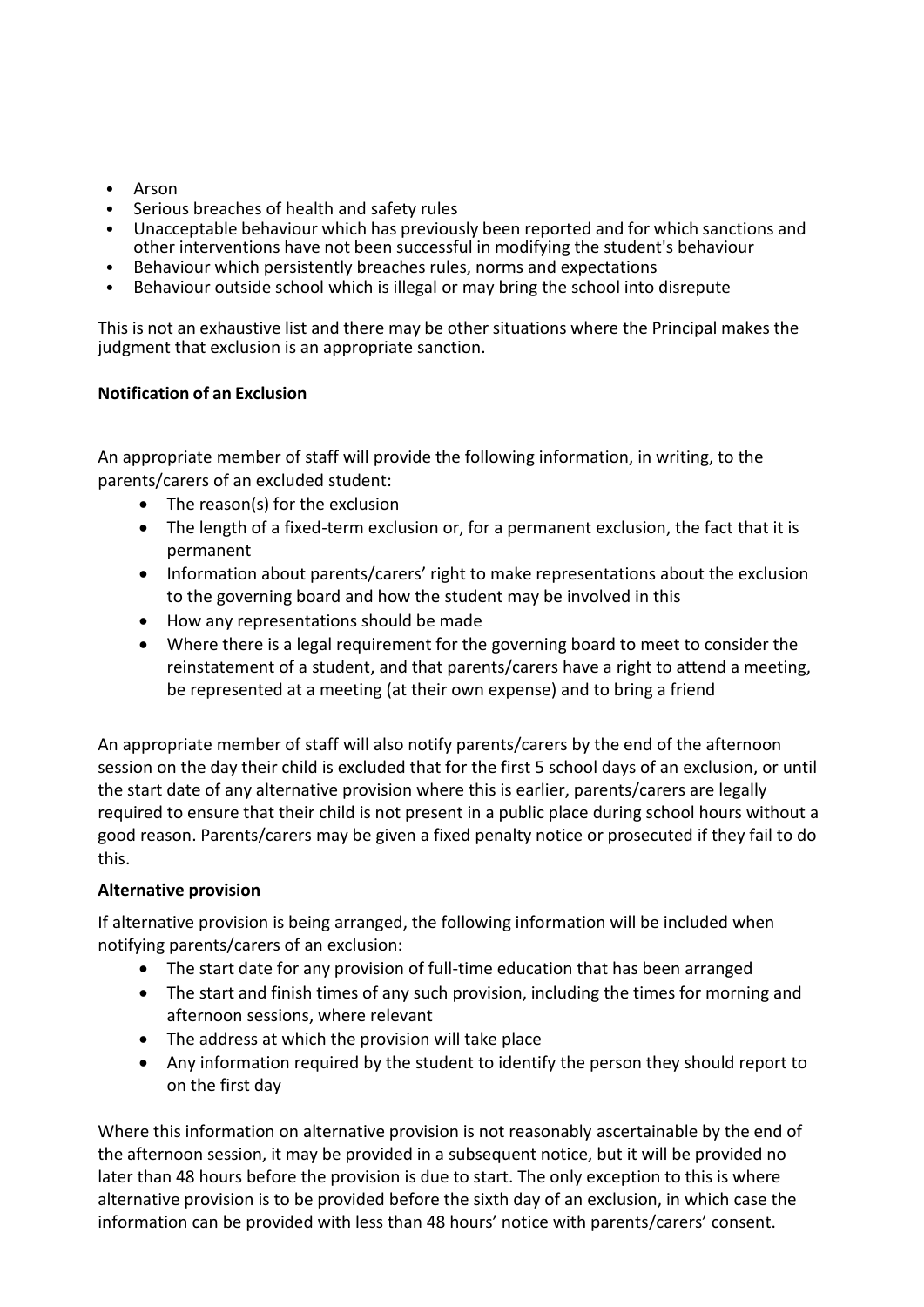- Arson
- Serious breaches of health and safety rules
- Unacceptable behaviour which has previously been reported and for which sanctions and other interventions have not been successful in modifying the student's behaviour
- Behaviour which persistently breaches rules, norms and expectations
- Behaviour outside school which is illegal or may bring the school into disrepute

This is not an exhaustive list and there may be other situations where the Principal makes the judgment that exclusion is an appropriate sanction.

**Notification of an Exclusion**

An appropriate member of staff will provide the following information, in writing, to the parents/carers of an excluded student:

- The reason(s) for the exclusion
- The length of a fixed-term exclusion or, for a permanent exclusion, the fact that it is permanent
- Information about parents/carers' right to make representations about the exclusion to the governing board and how the student may be involved in this
- How any representations should be made
- Where there is a legal requirement for the governing board to meet to consider the reinstatement of a student, and that parents/carers have a right to attend a meeting, be represented at a meeting (at their own expense) and to bring a friend

An appropriate member of staff will also notify parents/carers by the end of the afternoon session on the day their child is excluded that for the first 5 school days of an exclusion, or until the start date of any alternative provision where this is earlier, parents/carers are legally required to ensure that their child is not present in a public place during school hours without a good reason. Parents/carers may be given a fixed penalty notice or prosecuted if they fail to do this.

**Alternative provision**

If alternative provision is being arranged, the following information will be included when notifying parents/carers of an exclusion:

- The start date for any provision of full-time education that has been arranged
- The start and finish times of any such provision, including the times for morning and afternoon sessions, where relevant
- The address at which the provision will take place
- Any information required by the student to identify the person they should report to on the first day

Where this information on alternative provision is not reasonably ascertainable by the end of the afternoon session, it may be provided in a subsequent notice, but it will be provided no later than 48 hours before the provision is due to start. The only exception to this is where alternative provision is to be provided before the sixth day of an exclusion, in which case the information can be provided with less than 48 hours' notice with parents/carers' consent.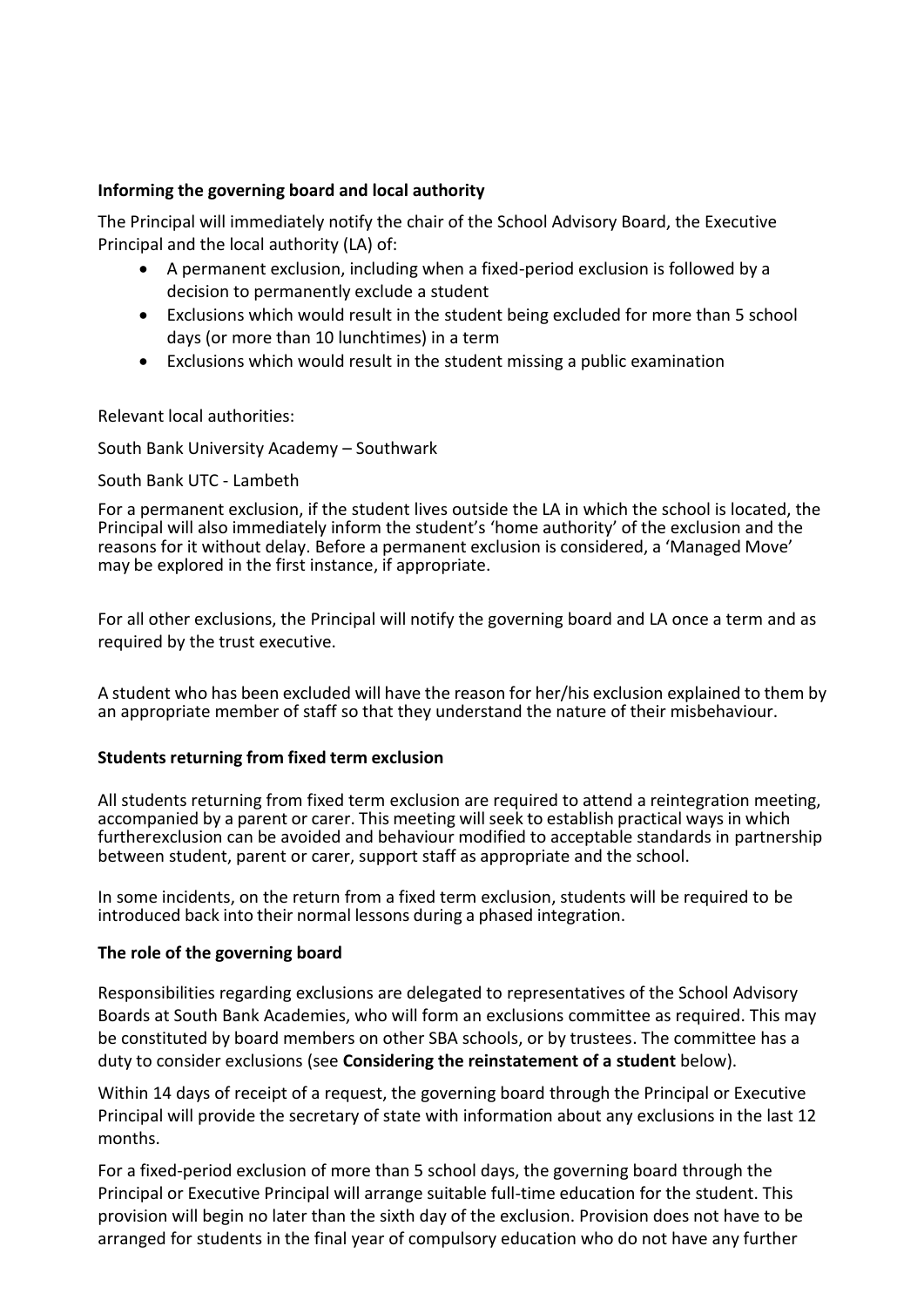**Informing the governing board and local authority**

The Principal will immediately notify the chair of the School Advisory Board, the Executive Principal and the local authority (LA) of:

- A permanent exclusion, including when a fixed-period exclusion is followed by a decision to permanently exclude a student
- Exclusions which would result in the student being excluded for more than 5 school days (or more than 10 lunchtimes) in a term
- Exclusions which would result in the student missing a public examination

Relevant local authorities:

South Bank University Academy – Southwark

South Bank UTC - Lambeth

For a permanent exclusion, if the student lives outside the LA in which the school is located, the Principal will also immediately inform the student's 'home authority' of the exclusion and the reasons for it without delay. Before a permanent exclusion is considered, a 'Managed Move' may be explored in the first instance, if appropriate.

For all other exclusions, the Principal will notify the governing board and LA once a term and as required by the trust executive.

A student who has been excluded will have the reason for her/his exclusion explained to them by an appropriate member of staff so that they understand the nature of their misbehaviour.

**Students returning from fixed term exclusion**

All students returning from fixed term exclusion are required to attend a reintegration meeting, accompanied by a parent or carer. This meeting will seek to establish practical ways in which furtherexclusion can be avoided and behaviour modified to acceptable standards in partnership between student, parent or carer, support staff as appropriate and the school.

In some incidents, on the return from a fixed term exclusion, students will be required to be introduced back into their normal lessons during a phased integration.

**The role of the governing board**

Responsibilities regarding exclusions are delegated to representatives of the School Advisory Boards at South Bank Academies, who will form an exclusions committee as required. This may be constituted by board members on other SBA schools, or by trustees. The committee has a duty to consider exclusions (see **Considering the reinstatement of a student** below).

Within 14 days of receipt of a request, the governing board through the Principal or Executive Principal will provide the secretary of state with information about any exclusions in the last 12 months.

For a fixed-period exclusion of more than 5 school days, the governing board through the Principal or Executive Principal will arrange suitable full-time education for the student. This provision will begin no later than the sixth day of the exclusion. Provision does not have to be arranged for students in the final year of compulsory education who do not have any further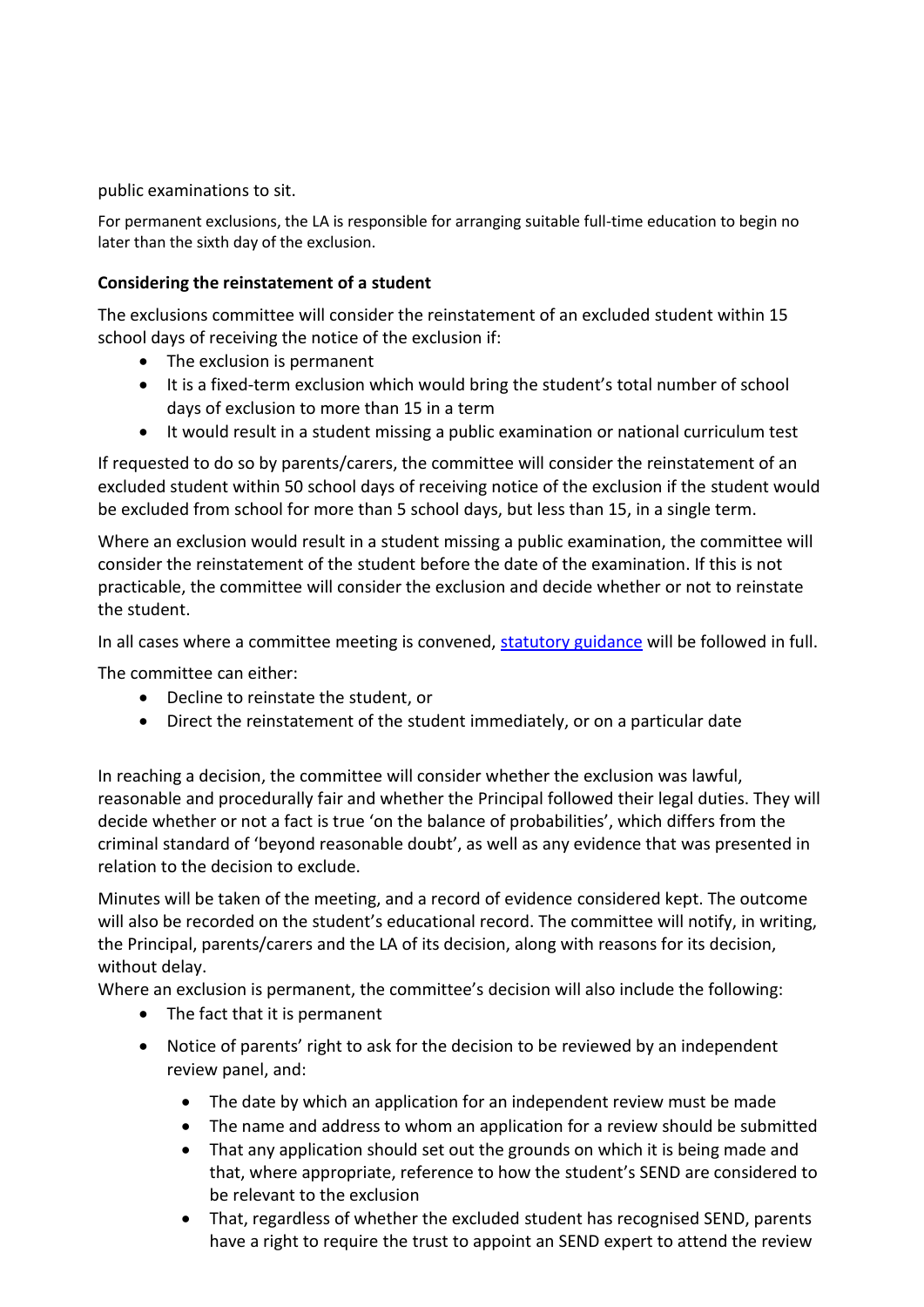public examinations to sit.

For permanent exclusions, the LA is responsible for arranging suitable full-time education to begin no later than the sixth day of the exclusion.

**Considering the reinstatement of a student**

The exclusions committee will consider the reinstatement of an excluded student within 15 school days of receiving the notice of the exclusion if:

- The exclusion is permanent
- It is a fixed-term exclusion which would bring the student's total number of school days of exclusion to more than 15 in a term
- It would result in a student missing a public examination or national curriculum test

If requested to do so by parents/carers, the committee will consider the reinstatement of an excluded student within 50 school days of receiving notice of the exclusion if the student would be excluded from school for more than 5 school days, but less than 15, in a single term.

Where an exclusion would result in a student missing a public examination, the committee will consider the reinstatement of the student before the date of the examination. If this is not practicable, the committee will consider the exclusion and decide whether or not to reinstate the student.

In all cases where a committee meeting is convened, statutory guidance will be followed in full.

The committee can either:

- Decline to reinstate the student, or
- Direct the reinstatement of the student immediately, or on a particular date

In reaching a decision, the committee will consider whether the exclusion was lawful, reasonable and procedurally fair and whether the Principal followed their legal duties. They will decide whether or not a fact is true 'on the balance of probabilities', which differs from the criminal standard of 'beyond reasonable doubt', as well as any evidence that was presented in relation to the decision to exclude.

Minutes will be taken of the meeting, and a record of evidence considered kept. The outcome will also be recorded on the student's educational record. The committee will notify, in writing, the Principal, parents/carers and the LA of its decision, along with reasons for its decision, without delay.

Where an exclusion is permanent, the committee's decision will also include the following:

- The fact that it is permanent
- Notice of parents' right to ask for the decision to be reviewed by an independent review panel, and:
    - The date by which an application for an independent review must be made
    - The name and address to whom an application for a review should be submitted
    - That any application should set out the grounds on which it is being made and that, where appropriate, reference to how the student's SEND are considered to be relevant to the exclusion
    - That, regardless of whether the excluded student has recognised SEND, parents have a right to require the trust to appoint an SEND expert to attend the review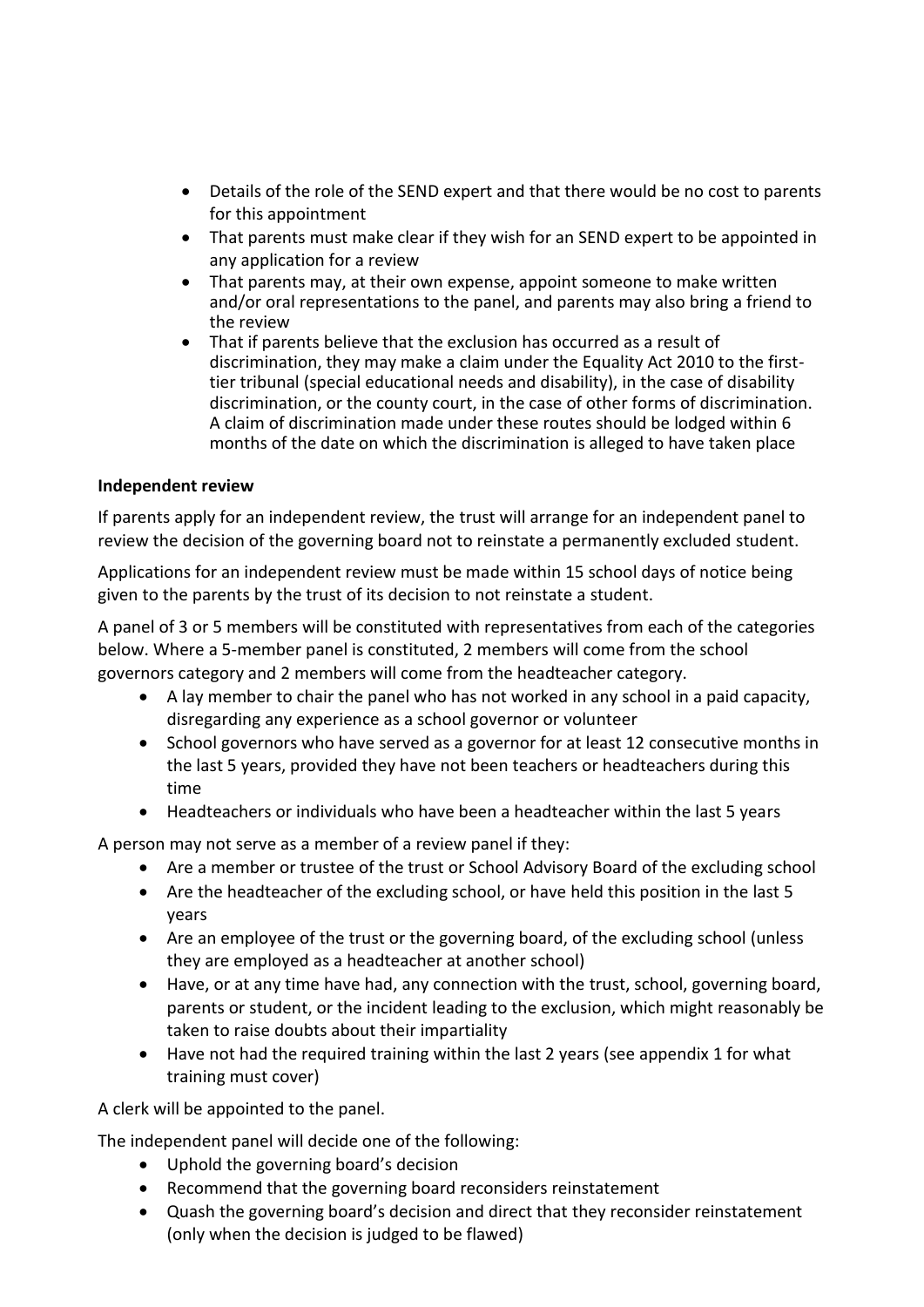- Details of the role of the SEND expert and that there would be no cost to parents for this appointment
- That parents must make clear if they wish for an SEND expert to be appointed in any application for a review
- That parents may, at their own expense, appoint someone to make written and/or oral representations to the panel, and parents may also bring a friend to the review
- That if parents believe that the exclusion has occurred as a result of discrimination, they may make a claim under the Equality Act 2010 to the first-tier tribunal (special educational needs and disability), in the case of disability discrimination, or the county court, in the case of other forms of discrimination. A claim of discrimination made under these routes should be lodged within 6 months of the date on which the discrimination is alleged to have taken place

**Independent review**

If parents apply for an independent review, the trust will arrange for an independent panel to review the decision of the governing board not to reinstate a permanently excluded student.

Applications for an independent review must be made within 15 school days of notice being given to the parents by the trust of its decision to not reinstate a student.

A panel of 3 or 5 members will be constituted with representatives from each of the categories below. Where a 5-member panel is constituted, 2 members will come from the school governors category and 2 members will come from the headteacher category.

- A lay member to chair the panel who has not worked in any school in a paid capacity, disregarding any experience as a school governor or volunteer
- School governors who have served as a governor for at least 12 consecutive months in the last 5 years, provided they have not been teachers or headteachers during this time
- Headteachers or individuals who have been a headteacher within the last 5 years

A person may not serve as a member of a review panel if they:

- Are a member or trustee of the trust or School Advisory Board of the excluding school
- Are the headteacher of the excluding school, or have held this position in the last 5 years
- Are an employee of the trust or the governing board, of the excluding school (unless they are employed as a headteacher at another school)
- Have, or at any time have had, any connection with the trust, school, governing board, parents or student, or the incident leading to the exclusion, which might reasonably be taken to raise doubts about their impartiality
- Have not had the required training within the last 2 years (see appendix 1 for what training must cover)

A clerk will be appointed to the panel.

The independent panel will decide one of the following:

- Uphold the governing board's decision
- Recommend that the governing board reconsiders reinstatement
- Quash the governing board's decision and direct that they reconsider reinstatement (only when the decision is judged to be flawed)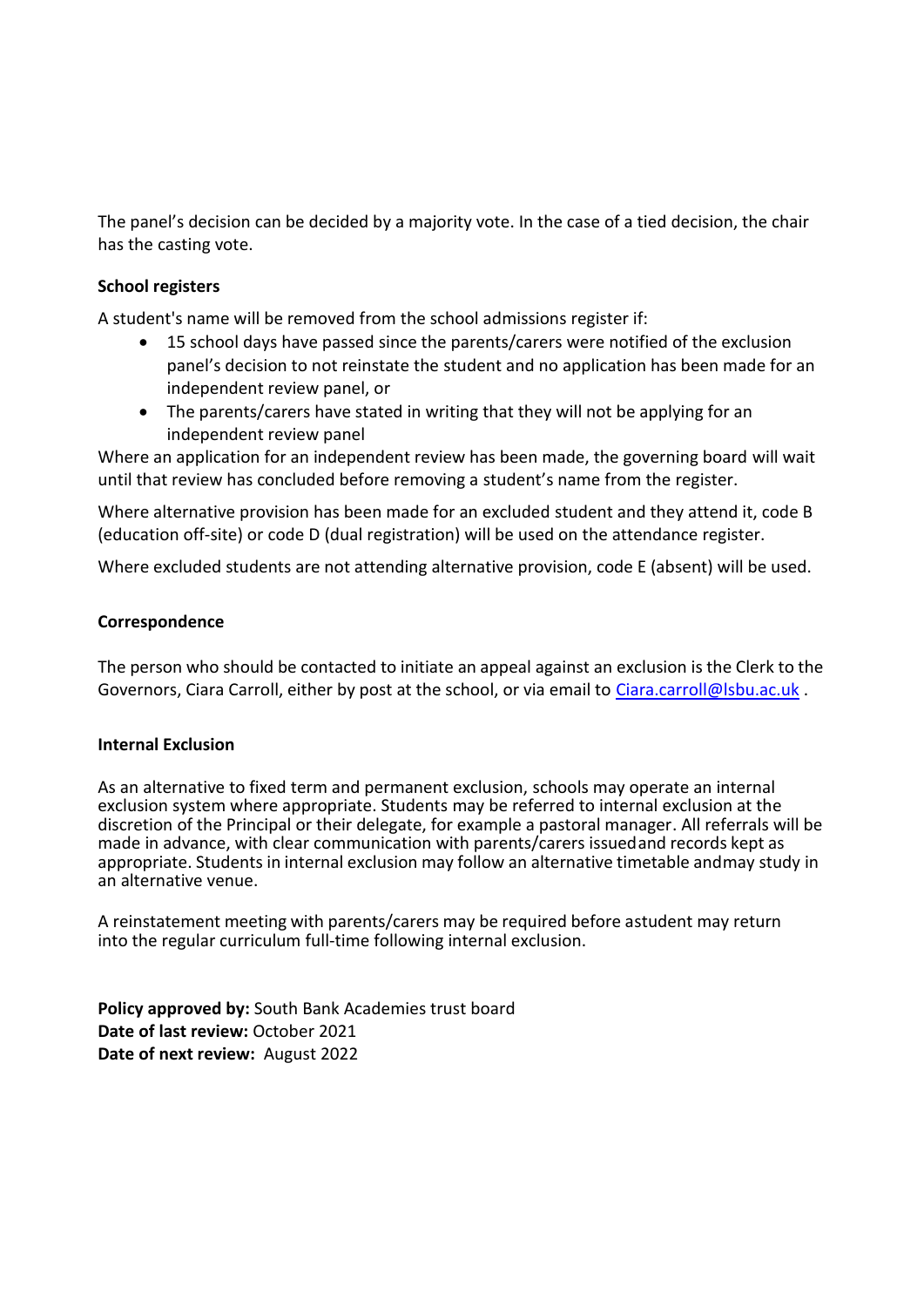The panel's decision can be decided by a majority vote. In the case of a tied decision, the chair has the casting vote.

**School registers**

A student's name will be removed from the school admissions register if:

- 15 school days have passed since the parents/carers were notified of the exclusion panel's decision to not reinstate the student and no application has been made for an independent review panel, or
- The parents/carers have stated in writing that they will not be applying for an independent review panel

Where an application for an independent review has been made, the governing board will wait until that review has concluded before removing a student's name from the register.

Where alternative provision has been made for an excluded student and they attend it, code B (education off-site) or code D (dual registration) will be used on the attendance register.

Where excluded students are not attending alternative provision, code E (absent) will be used.

**Correspondence**

The person who should be contacted to initiate an appeal against an exclusion is the Clerk to the Governors, Ciara Carroll, either by post at the school, or via email to Ciara.carroll@lsbu.ac.uk .

**Internal Exclusion**

As an alternative to fixed term and permanent exclusion, schools may operate an internal exclusion system where appropriate. Students may be referred to internal exclusion at the discretion of the Principal or their delegate, for example a pastoral manager. All referrals will be made in advance, with clear communication with parents/carers issued and records kept as appropriate. Students in internal exclusion may follow an alternative timetable and may study in an alternative venue.

A reinstatement meeting with parents/carers may be required before a student may return into the regular curriculum full-time following internal exclusion.

**Policy approved by:** South Bank Academies trust board
**Date of last review:** October 2021
**Date of next review:** August 2022